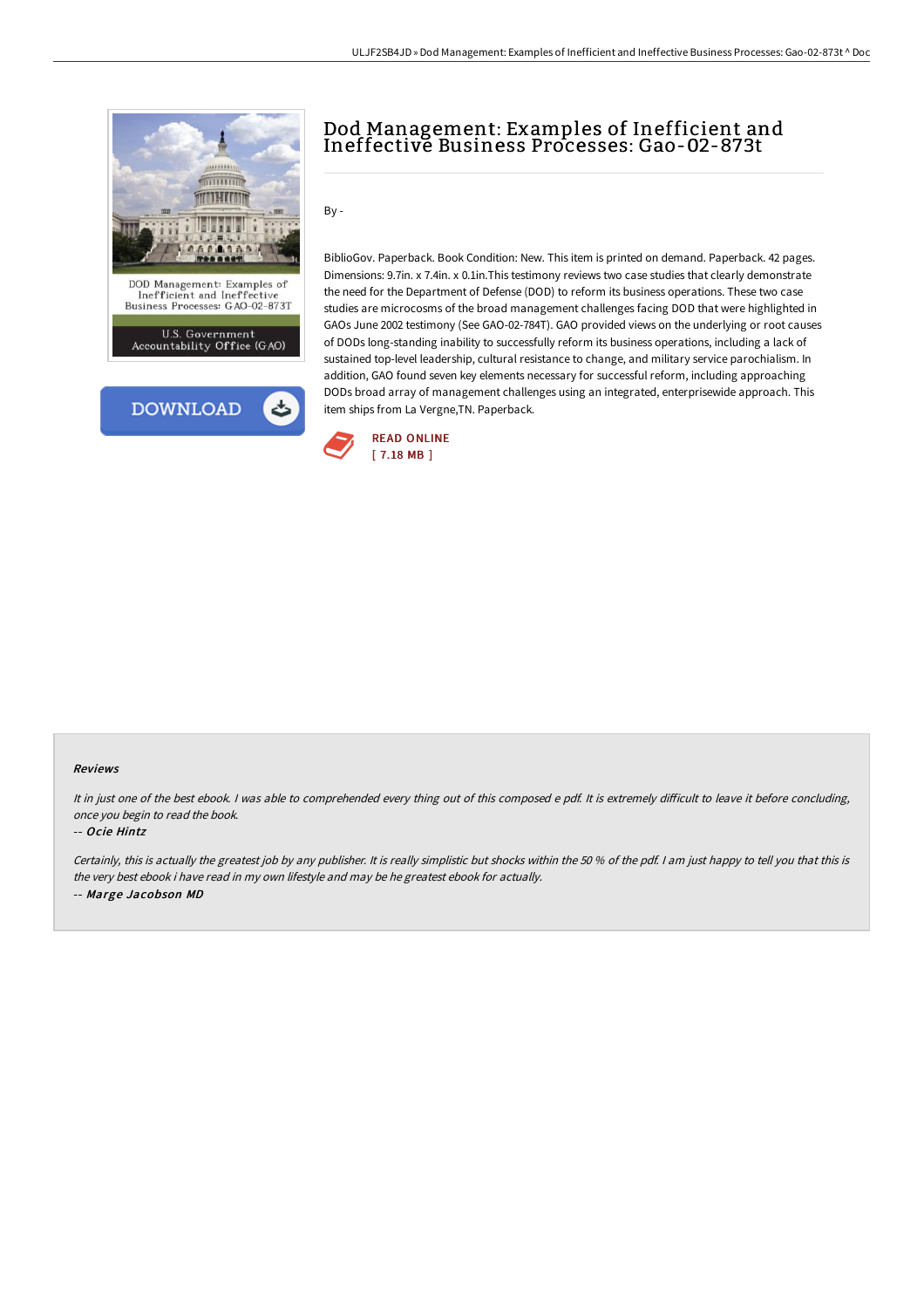# Dod Management: Examples of Inefficient and Ineffective Business Processes: Gao-02-873t

By -

BiblioGov. Paperback. Book Condition: New. This item is printed on demand. Paperback. 42 pages. Dimensions: 9.7in. x 7.4in. x 0.1in.This testimony reviews two case studies that clearly demonstrate the need for the Department of Defense (DOD) to reform its business operations. These two case studies are microcosms of the broad management challenges facing DOD that were highlighted in GAOs June 2002 testimony (See GAO-02-784T). GAO provided views on the underlying or root causes of DODs long-standing inability to successfully reform its business operations, including a lack of sustained top-level leadership, cultural resistance to change, and military service parochialism. In addition, GAO found seven key elements necessary for successful reform, including approaching DODs broad array of management challenges using an integrated, enterprisewide approach. This item ships from La Vergne,TN. Paperback.

READ ONLINE
[ 7.18 MB ]

#### Reviews

*It in just one of the best ebook. I was able to comprehended every thing out of this composed e pdf. It is extremely difficult to leave it before concluding, once you begin to read the book.*

-- *Ocie Hintz*

*Certainly, this is actually the greatest job by any publisher. It is really simplistic but shocks within the 50 % of the pdf. I am just happy to tell you that this is the very best ebook i have read in my own lifestyle and may be he greatest ebook for actually.*

-- *Marge Jacobson MD*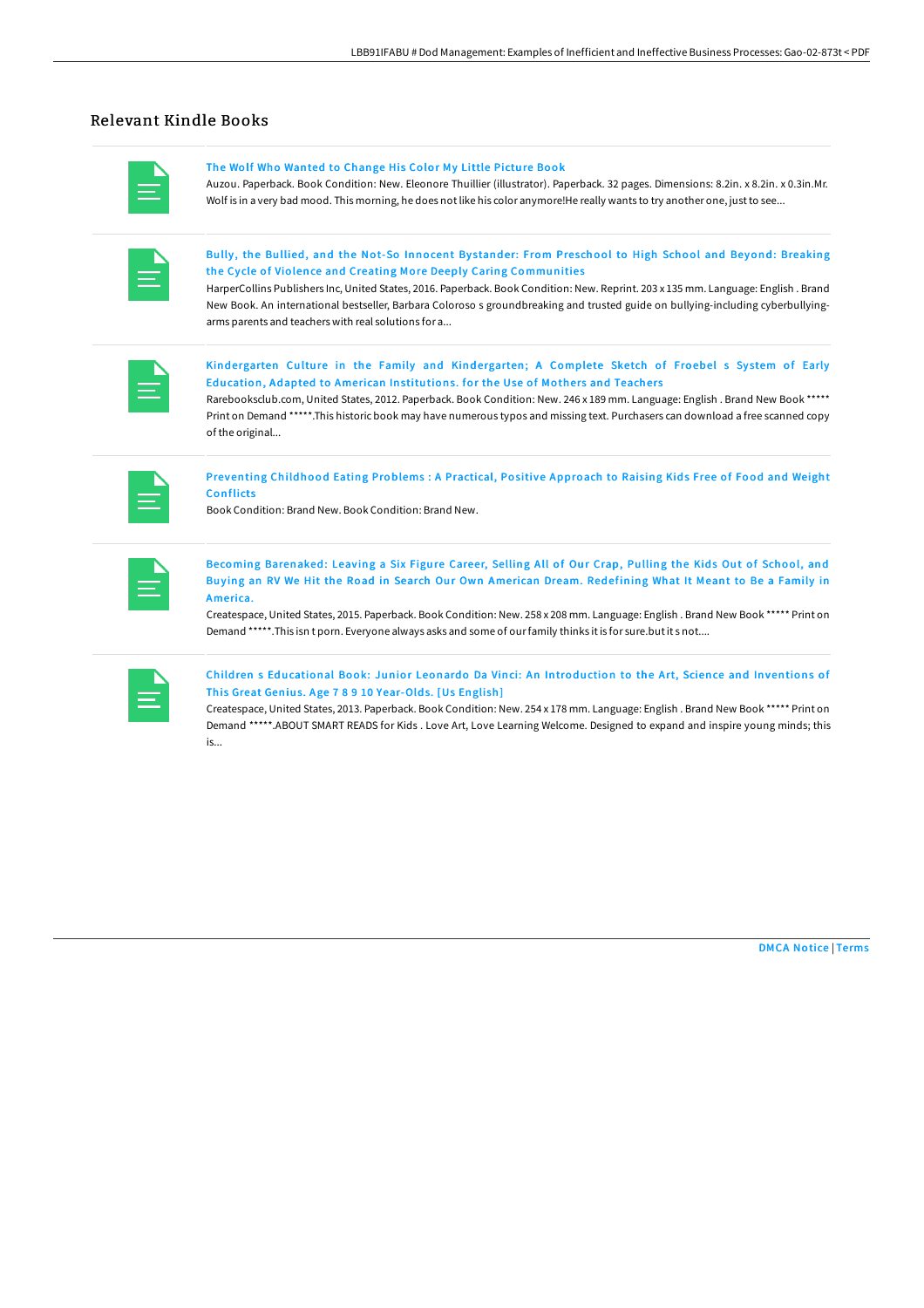## Relevant Kindle Books

### The Wolf Who Wanted to Change His Color My Little Picture Book

Auzou. Paperback. Book Condition: New. Eleonore Thuillier (illustrator). Paperback. 32 pages. Dimensions: 8.2in. x 8.2in. x 0.3in.Mr. Wolf is in a very bad mood. This morning, he does not like his color anymore!He really wants to try another one, just to see...

### Bully, the Bullied, and the Not-So Innocent Bystander: From Preschool to High School and Beyond: Breaking the Cycle of Violence and Creating More Deeply Caring Communities

HarperCollins Publishers Inc, United States, 2016. Paperback. Book Condition: New. Reprint. 203 x 135 mm. Language: English . Brand New Book. An international bestseller, Barbara Coloroso s groundbreaking and trusted guide on bullying-including cyberbullying-arms parents and teachers with real solutions for a...

### Kindergarten Culture in the Family and Kindergarten; A Complete Sketch of Froebel s System of Early Education, Adapted to American Institutions. for the Use of Mothers and Teachers

Rarebooksclub.com, United States, 2012. Paperback. Book Condition: New. 246 x 189 mm. Language: English . Brand New Book ***** Print on Demand *****.This historic book may have numerous typos and missing text. Purchasers can download a free scanned copy of the original...

### Preventing Childhood Eating Problems : A Practical, Positive Approach to Raising Kids Free of Food and Weight Conflicts

Book Condition: Brand New. Book Condition: Brand New.

### Becoming Barenaked: Leaving a Six Figure Career, Selling All of Our Crap, Pulling the Kids Out of School, and Buying an RV We Hit the Road in Search Our Own American Dream. Redefining What It Meant to Be a Family in America.

Createspace, United States, 2015. Paperback. Book Condition: New. 258 x 208 mm. Language: English . Brand New Book ***** Print on Demand *****.This isn t porn. Everyone always asks and some of our family thinks it is for sure.but it s not....

### Children s Educational Book: Junior Leonardo Da Vinci: An Introduction to the Art, Science and Inventions of This Great Genius. Age 7 8 9 10 Year-Olds. [Us English]

Createspace, United States, 2013. Paperback. Book Condition: New. 254 x 178 mm. Language: English . Brand New Book ***** Print on Demand *****.ABOUT SMART READS for Kids . Love Art, Love Learning Welcome. Designed to expand and inspire young minds; this is...

DMCA Notice | Terms